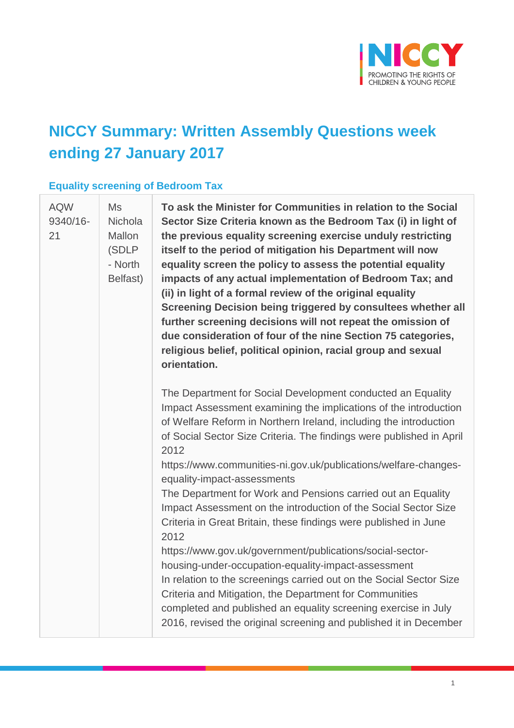# NICCY Summary: Written Assembly Questions week ending 27 January 2017

## Equality screening of Bedroom Tax

| | | |
|---|---|---|
| AQW 9340/16-21 | Ms Nichola Mallon (SDLP - North Belfast) | **To ask the Minister for Communities in relation to the Social Sector Size Criteria known as the Bedroom Tax (i) in light of the previous equality screening exercise unduly restricting itself to the period of mitigation his Department will now equality screen the policy to assess the potential equality impacts of any actual implementation of Bedroom Tax; and (ii) in light of a formal review of the original equality Screening Decision being triggered by consultees whether all further screening decisions will not repeat the omission of due consideration of four of the nine Section 75 categories, religious belief, political opinion, racial group and sexual orientation.**<br><br>The Department for Social Development conducted an Equality Impact Assessment examining the implications of the introduction of Welfare Reform in Northern Ireland, including the introduction of Social Sector Size Criteria. The findings were published in April 2012<br>https://www.communities-ni.gov.uk/publications/welfare-changes-equality-impact-assessments<br>The Department for Work and Pensions carried out an Equality Impact Assessment on the introduction of the Social Sector Size Criteria in Great Britain, these findings were published in June 2012<br>https://www.gov.uk/government/publications/social-sector-housing-under-occupation-equality-impact-assessment<br>In relation to the screenings carried out on the Social Sector Size Criteria and Mitigation, the Department for Communities completed and published an equality screening exercise in July 2016, revised the original screening and published it in December |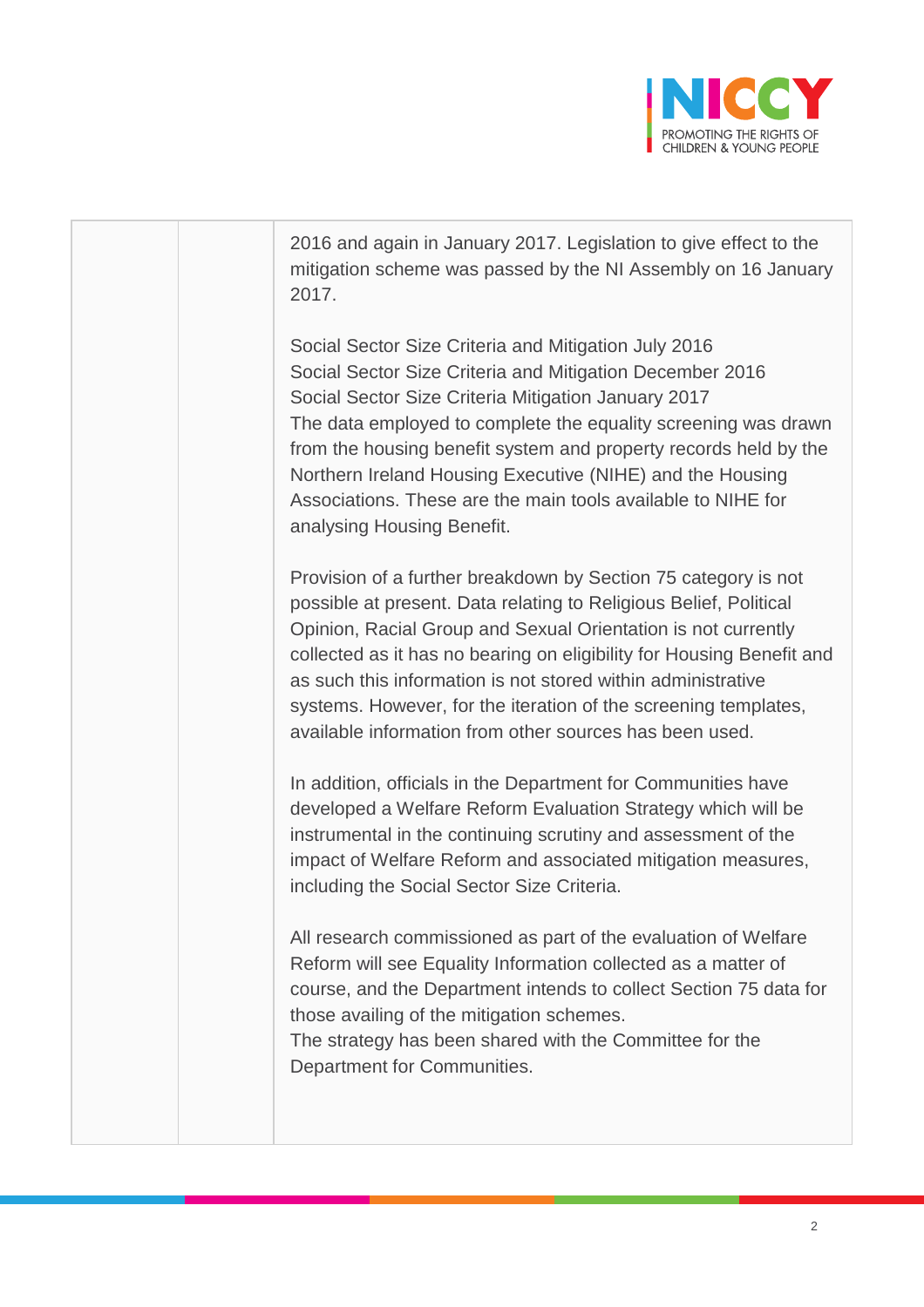|  |  | 2016 and again in January 2017. Legislation to give effect to the mitigation scheme was passed by the NI Assembly on 16 January 2017.<br><br>Social Sector Size Criteria and Mitigation July 2016<br>Social Sector Size Criteria and Mitigation December 2016<br>Social Sector Size Criteria Mitigation January 2017<br>The data employed to complete the equality screening was drawn from the housing benefit system and property records held by the Northern Ireland Housing Executive (NIHE) and the Housing Associations. These are the main tools available to NIHE for analysing Housing Benefit.<br><br>Provision of a further breakdown by Section 75 category is not possible at present. Data relating to Religious Belief, Political Opinion, Racial Group and Sexual Orientation is not currently collected as it has no bearing on eligibility for Housing Benefit and as such this information is not stored within administrative systems. However, for the iteration of the screening templates, available information from other sources has been used.<br><br>In addition, officials in the Department for Communities have developed a Welfare Reform Evaluation Strategy which will be instrumental in the continuing scrutiny and assessment of the impact of Welfare Reform and associated mitigation measures, including the Social Sector Size Criteria.<br><br>All research commissioned as part of the evaluation of Welfare Reform will see Equality Information collected as a matter of course, and the Department intends to collect Section 75 data for those availing of the mitigation schemes.<br>The strategy has been shared with the Committee for the Department for Communities. |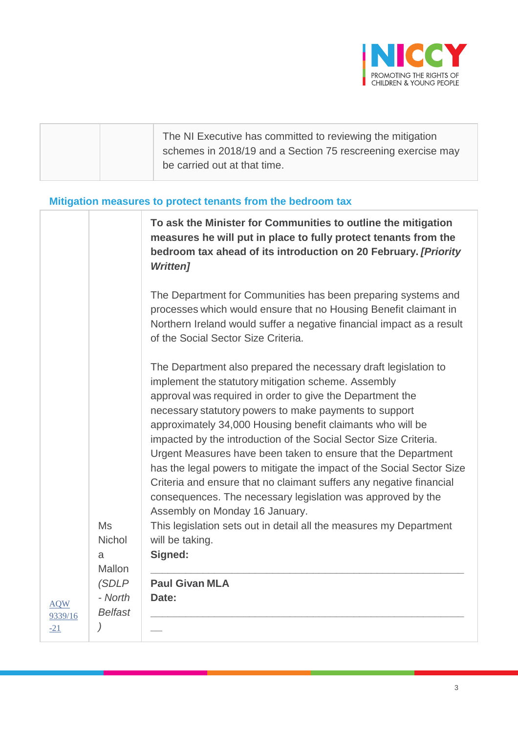| | | The NI Executive has committed to reviewing the mitigation schemes in 2018/19 and a Section 75 rescreening exercise may be carried out at that time. |
|---|---|---|

## Mitigation measures to protect tenants from the bedroom tax

| | | |
|---|---|---|
| [AQW 9339/16-21]() | Ms Nichola Mallon *(SDLP - North Belfast)* | **To ask the Minister for Communities to outline the mitigation measures he will put in place to fully protect tenants from the bedroom tax ahead of its introduction on 20 February.** ***[Priority Written]***<br><br>The Department for Communities has been preparing systems and processes which would ensure that no Housing Benefit claimant in Northern Ireland would suffer a negative financial impact as a result of the Social Sector Size Criteria.<br><br>The Department also prepared the necessary draft legislation to implement the statutory mitigation scheme. Assembly approval was required in order to give the Department the necessary statutory powers to make payments to support approximately 34,000 Housing benefit claimants who will be impacted by the introduction of the Social Sector Size Criteria. Urgent Measures have been taken to ensure that the Department has the legal powers to mitigate the impact of the Social Sector Size Criteria and ensure that no claimant suffers any negative financial consequences. The necessary legislation was approved by the Assembly on Monday 16 January.<br>This legislation sets out in detail all the measures my Department will be taking.<br>**Signed:**<br>\_\_\_\_\_\_\_\_\_\_\_\_\_\_\_\_\_\_\_\_\_\_\_\_\_\_\_\_\_\_\_\_\_\_\_\_\_\_\_\_\_\_\_\_\_\_\_\_<br>**Paul Givan MLA**<br>**Date:**<br>\_\_\_\_\_\_\_\_\_\_\_\_\_\_\_\_\_\_\_\_\_\_\_\_\_\_\_\_\_\_\_\_\_\_\_\_\_\_\_\_\_\_\_\_\_\_\_\_ |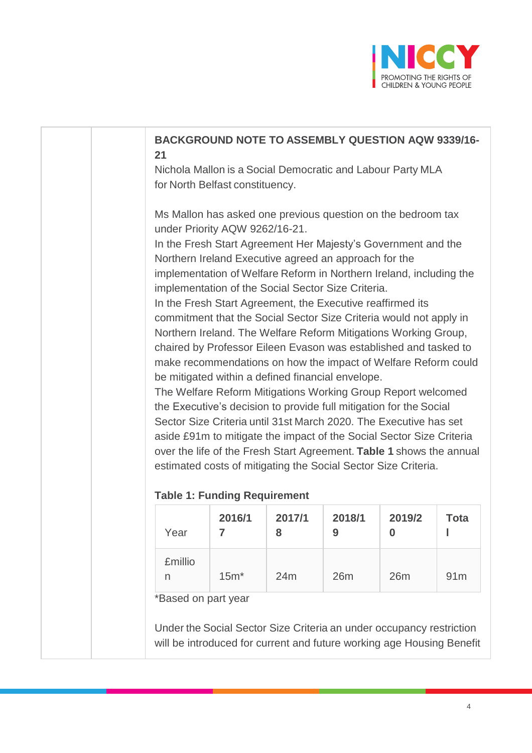**BACKGROUND NOTE TO ASSEMBLY QUESTION AQW 9339/16-21**

Nichola Mallon is a Social Democratic and Labour Party MLA for North Belfast constituency.

Ms Mallon has asked one previous question on the bedroom tax under Priority AQW 9262/16-21.

In the Fresh Start Agreement Her Majesty's Government and the Northern Ireland Executive agreed an approach for the implementation of Welfare Reform in Northern Ireland, including the implementation of the Social Sector Size Criteria.

In the Fresh Start Agreement, the Executive reaffirmed its commitment that the Social Sector Size Criteria would not apply in Northern Ireland. The Welfare Reform Mitigations Working Group, chaired by Professor Eileen Evason was established and tasked to make recommendations on how the impact of Welfare Reform could be mitigated within a defined financial envelope.

The Welfare Reform Mitigations Working Group Report welcomed the Executive's decision to provide full mitigation for the Social Sector Size Criteria until 31st March 2020. The Executive has set aside £91m to mitigate the impact of the Social Sector Size Criteria over the life of the Fresh Start Agreement. **Table 1** shows the annual estimated costs of mitigating the Social Sector Size Criteria.

**Table 1: Funding Requirement**

| Year | **2016/17** | **2017/18** | **2018/19** | **2019/20** | **Total** |
|---|---|---|---|---|---|
| £million | 15m* | 24m | 26m | 26m | 91m |

*Based on part year

Under the Social Sector Size Criteria an under occupancy restriction will be introduced for current and future working age Housing Benefit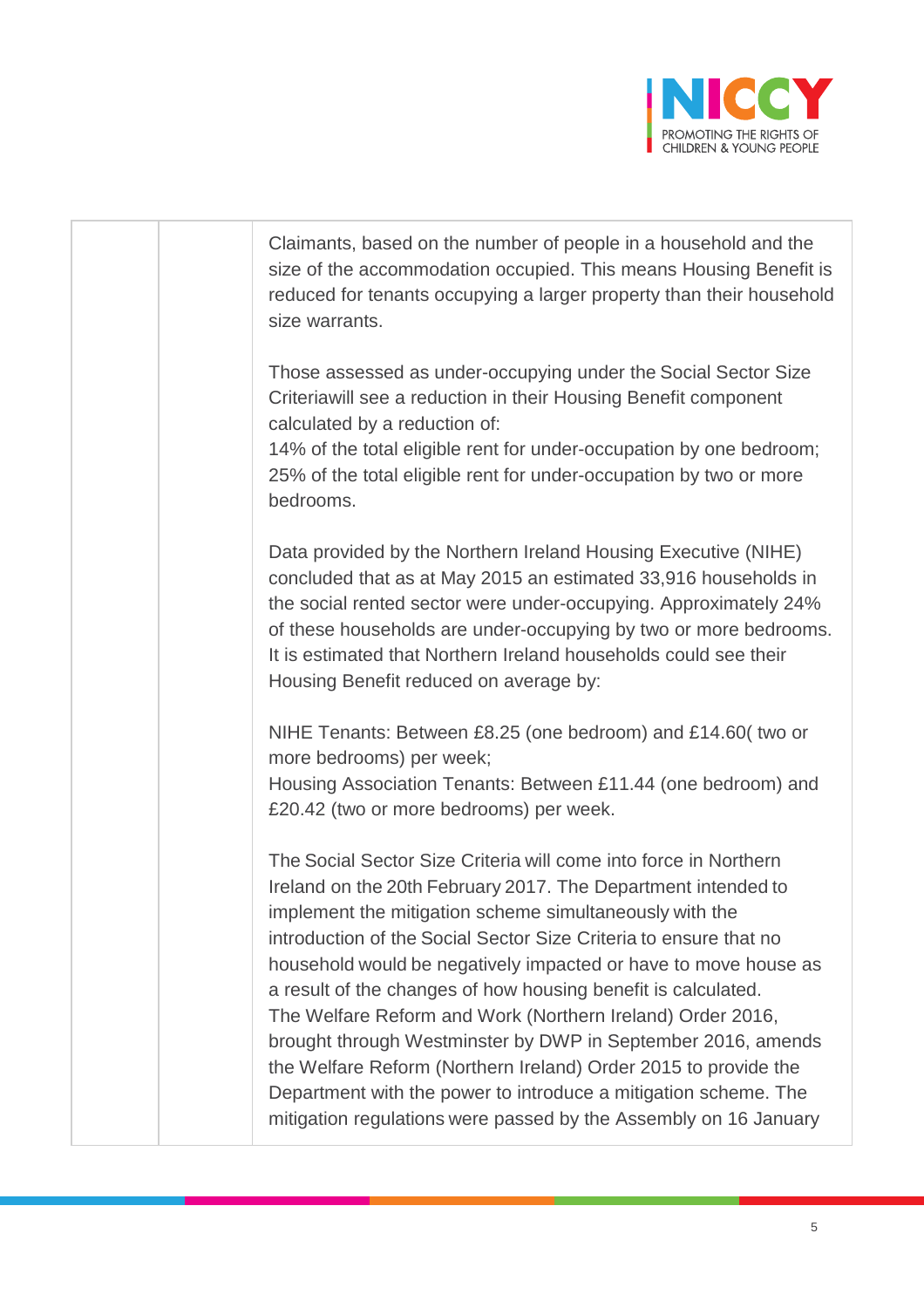|  |  | Claimants, based on the number of people in a household and the size of the accommodation occupied. This means Housing Benefit is reduced for tenants occupying a larger property than their household size warrants.<br><br>Those assessed as under-occupying under the Social Sector Size Criteriawill see a reduction in their Housing Benefit component calculated by a reduction of:<br>14% of the total eligible rent for under-occupation by one bedroom;<br>25% of the total eligible rent for under-occupation by two or more bedrooms.<br><br>Data provided by the Northern Ireland Housing Executive (NIHE) concluded that as at May 2015 an estimated 33,916 households in the social rented sector were under-occupying. Approximately 24% of these households are under-occupying by two or more bedrooms. It is estimated that Northern Ireland households could see their Housing Benefit reduced on average by:<br><br>NIHE Tenants: Between £8.25 (one bedroom) and £14.60( two or more bedrooms) per week;<br>Housing Association Tenants: Between £11.44 (one bedroom) and £20.42 (two or more bedrooms) per week.<br><br>The Social Sector Size Criteria will come into force in Northern Ireland on the 20th February 2017. The Department intended to implement the mitigation scheme simultaneously with the introduction of the Social Sector Size Criteria to ensure that no household would be negatively impacted or have to move house as a result of the changes of how housing benefit is calculated.<br>The Welfare Reform and Work (Northern Ireland) Order 2016, brought through Westminster by DWP in September 2016, amends the Welfare Reform (Northern Ireland) Order 2015 to provide the Department with the power to introduce a mitigation scheme. The mitigation regulations were passed by the Assembly on 16 January |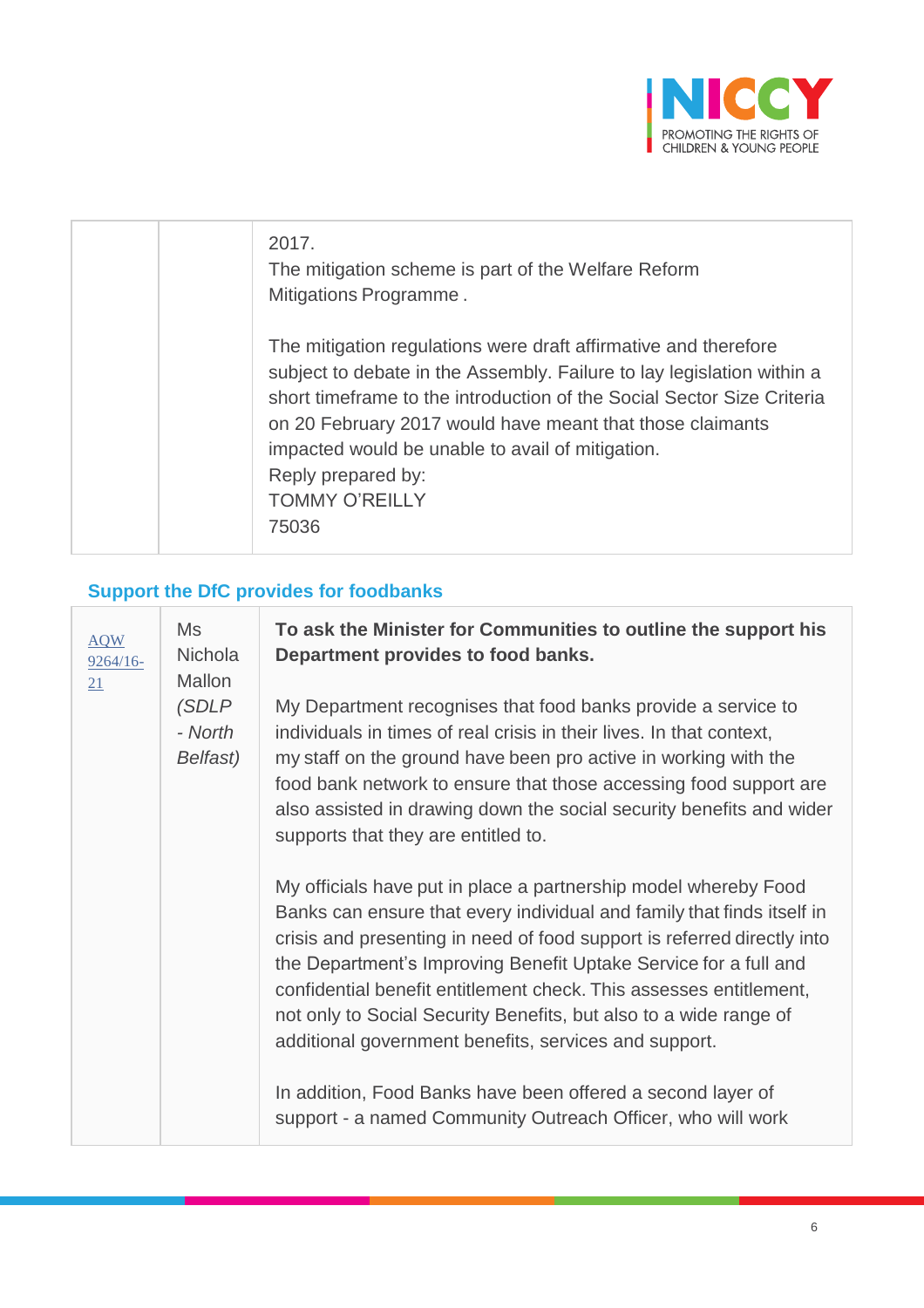| | | 2017.<br>The mitigation scheme is part of the Welfare Reform Mitigations Programme .<br><br>The mitigation regulations were draft affirmative and therefore subject to debate in the Assembly. Failure to lay legislation within a short timeframe to the introduction of the Social Sector Size Criteria on 20 February 2017 would have meant that those claimants impacted would be unable to avail of mitigation.<br>Reply prepared by:<br>TOMMY O'REILLY<br>75036 |
|---|---|---|

## Support the DfC provides for foodbanks

| AQW 9264/16-21 | Ms Nichola Mallon *(SDLP - North Belfast)* | **To ask the Minister for Communities to outline the support his Department provides to food banks.**<br><br>My Department recognises that food banks provide a service to individuals in times of real crisis in their lives. In that context, my staff on the ground have been pro active in working with the food bank network to ensure that those accessing food support are also assisted in drawing down the social security benefits and wider supports that they are entitled to.<br><br>My officials have put in place a partnership model whereby Food Banks can ensure that every individual and family that finds itself in crisis and presenting in need of food support is referred directly into the Department's Improving Benefit Uptake Service for a full and confidential benefit entitlement check. This assesses entitlement, not only to Social Security Benefits, but also to a wide range of additional government benefits, services and support.<br><br>In addition, Food Banks have been offered a second layer of support - a named Community Outreach Officer, who will work |
|---|---|---|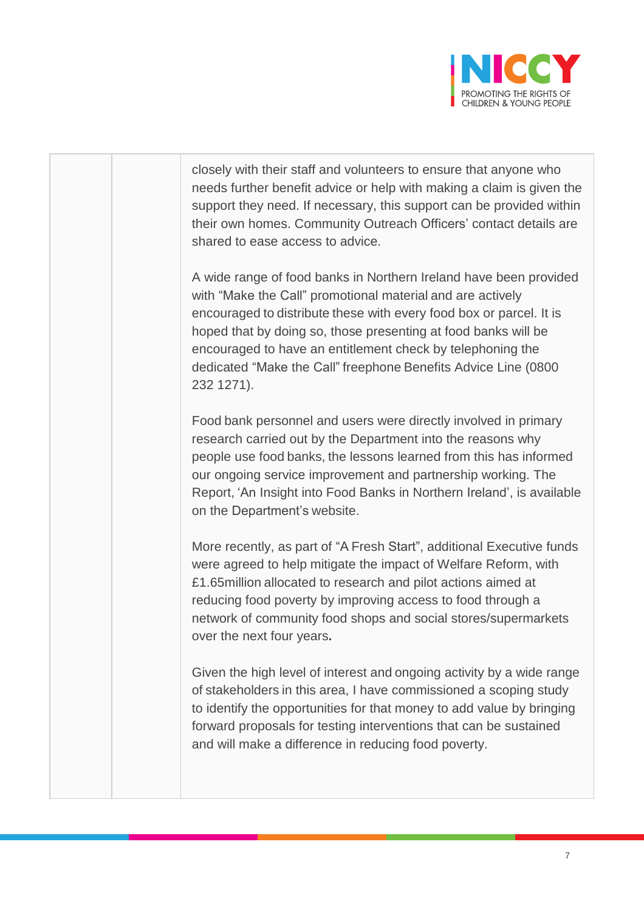| | | |
|---|---|---|
| | | closely with their staff and volunteers to ensure that anyone who needs further benefit advice or help with making a claim is given the support they need. If necessary, this support can be provided within their own homes. Community Outreach Officers' contact details are shared to ease access to advice.<br><br>A wide range of food banks in Northern Ireland have been provided with "Make the Call" promotional material and are actively encouraged to distribute these with every food box or parcel. It is hoped that by doing so, those presenting at food banks will be encouraged to have an entitlement check by telephoning the dedicated "Make the Call" freephone Benefits Advice Line (0800 232 1271).<br><br>Food bank personnel and users were directly involved in primary research carried out by the Department into the reasons why people use food banks, the lessons learned from this has informed our ongoing service improvement and partnership working. The Report, 'An Insight into Food Banks in Northern Ireland', is available on the Department's website.<br><br>More recently, as part of "A Fresh Start", additional Executive funds were agreed to help mitigate the impact of Welfare Reform, with £1.65million allocated to research and pilot actions aimed at reducing food poverty by improving access to food through a network of community food shops and social stores/supermarkets over the next four years**.**<br><br>Given the high level of interest and ongoing activity by a wide range of stakeholders in this area, I have commissioned a scoping study to identify the opportunities for that money to add value by bringing forward proposals for testing interventions that can be sustained and will make a difference in reducing food poverty. |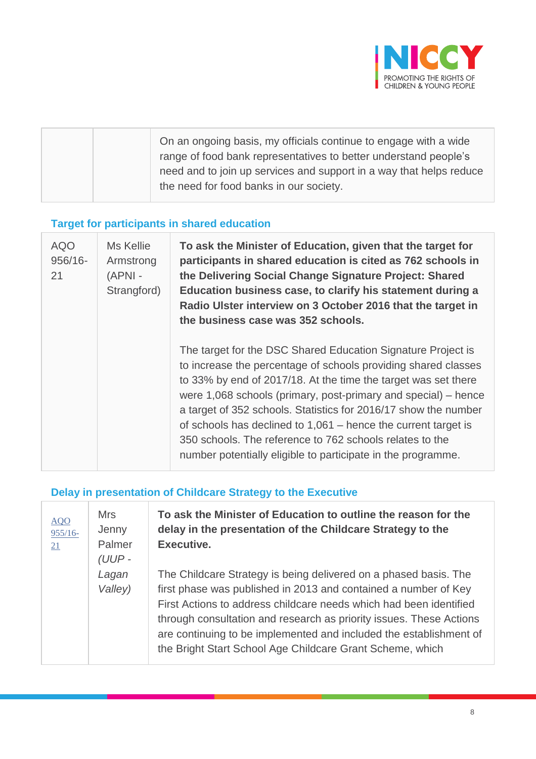| | | On an ongoing basis, my officials continue to engage with a wide range of food bank representatives to better understand people's need and to join up services and support in a way that helps reduce the need for food banks in our society. |
|---|---|---|

### Target for participants in shared education

| AQO 956/16-21 | Ms Kellie Armstrong (APNI - Strangford) | **To ask the Minister of Education, given that the target for participants in shared education is cited as 762 schools in the Delivering Social Change Signature Project: Shared Education business case, to clarify his statement during a Radio Ulster interview on 3 October 2016 that the target in the business case was 352 schools.**<br><br>The target for the DSC Shared Education Signature Project is to increase the percentage of schools providing shared classes to 33% by end of 2017/18. At the time the target was set there were 1,068 schools (primary, post-primary and special) – hence a target of 352 schools. Statistics for 2016/17 show the number of schools has declined to 1,061 – hence the current target is 350 schools. The reference to 762 schools relates to the number potentially eligible to participate in the programme. |
|---|---|---|

### Delay in presentation of Childcare Strategy to the Executive

| AQO 955/16-21 | Mrs Jenny Palmer *(UUP - Lagan Valley)* | **To ask the Minister of Education to outline the reason for the delay in the presentation of the Childcare Strategy to the Executive.**<br><br>The Childcare Strategy is being delivered on a phased basis. The first phase was published in 2013 and contained a number of Key First Actions to address childcare needs which had been identified through consultation and research as priority issues. These Actions are continuing to be implemented and included the establishment of the Bright Start School Age Childcare Grant Scheme, which |
|---|---|---|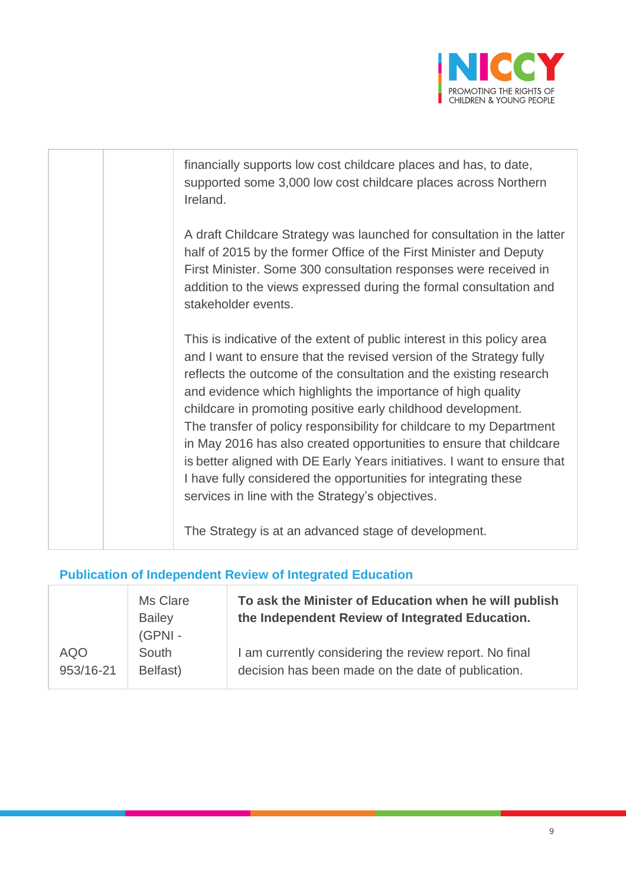| | | financially supports low cost childcare places and has, to date, supported some 3,000 low cost childcare places across Northern Ireland.<br><br>A draft Childcare Strategy was launched for consultation in the latter half of 2015 by the former Office of the First Minister and Deputy First Minister. Some 300 consultation responses were received in addition to the views expressed during the formal consultation and stakeholder events.<br><br>This is indicative of the extent of public interest in this policy area and I want to ensure that the revised version of the Strategy fully reflects the outcome of the consultation and the existing research and evidence which highlights the importance of high quality childcare in promoting positive early childhood development. The transfer of policy responsibility for childcare to my Department in May 2016 has also created opportunities to ensure that childcare is better aligned with DE Early Years initiatives. I want to ensure that I have fully considered the opportunities for integrating these services in line with the Strategy's objectives.<br><br>The Strategy is at an advanced stage of development. |
|---|---|---|

### Publication of Independent Review of Integrated Education

| | | |
|---|---|---|
| AQO 953/16-21 | Ms Clare Bailey (GPNI - South Belfast) | **To ask the Minister of Education when he will publish the Independent Review of Integrated Education.**<br><br>I am currently considering the review report. No final decision has been made on the date of publication. |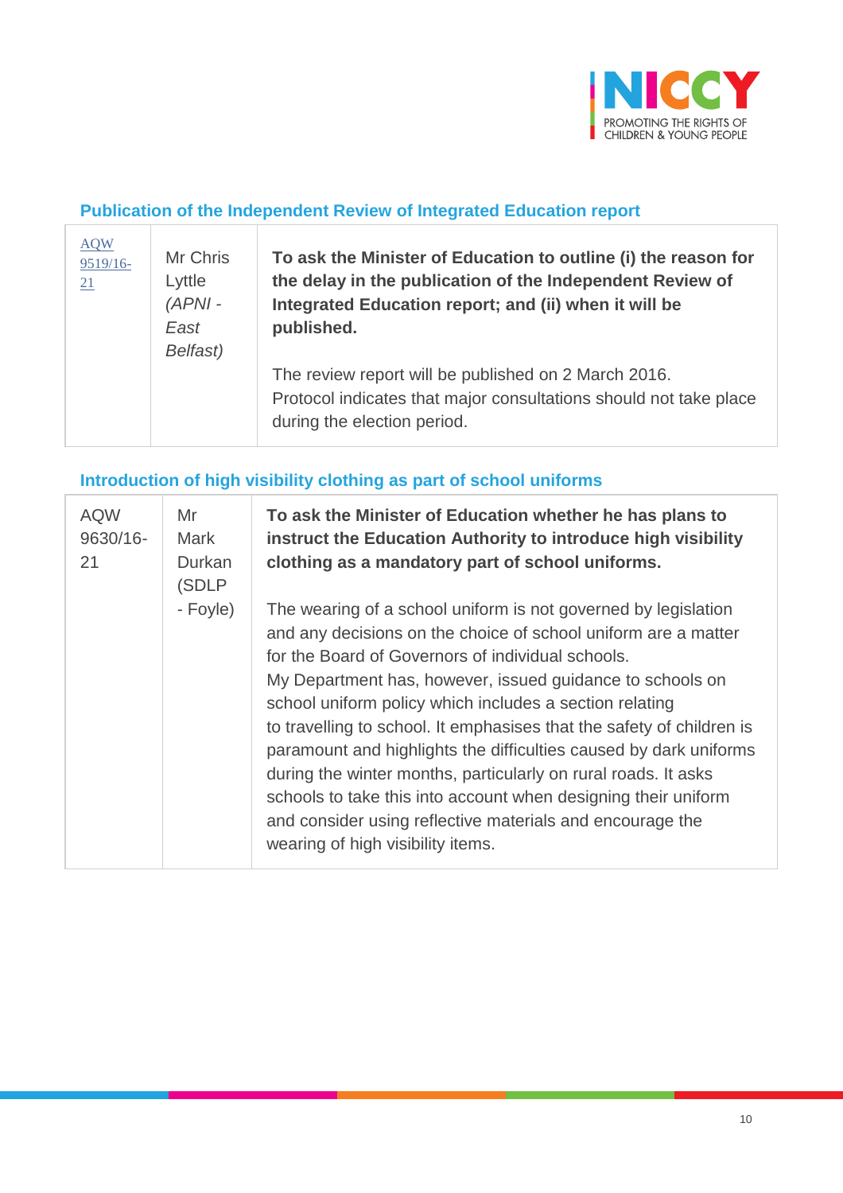### Publication of the Independent Review of Integrated Education report

| | | |
|---|---|---|
| AQW 9519/16-21 | Mr Chris Lyttle *(APNI - East Belfast)* | **To ask the Minister of Education to outline (i) the reason for the delay in the publication of the Independent Review of Integrated Education report; and (ii) when it will be published.**<br><br>The review report will be published on 2 March 2016. Protocol indicates that major consultations should not take place during the election period. |

### Introduction of high visibility clothing as part of school uniforms

| | | |
|---|---|---|
| AQW 9630/16-21 | Mr Mark Durkan (SDLP - Foyle) | **To ask the Minister of Education whether he has plans to instruct the Education Authority to introduce high visibility clothing as a mandatory part of school uniforms.**<br><br>The wearing of a school uniform is not governed by legislation and any decisions on the choice of school uniform are a matter for the Board of Governors of individual schools.<br>My Department has, however, issued guidance to schools on school uniform policy which includes a section relating to travelling to school. It emphasises that the safety of children is paramount and highlights the difficulties caused by dark uniforms during the winter months, particularly on rural roads. It asks schools to take this into account when designing their uniform and consider using reflective materials and encourage the wearing of high visibility items. |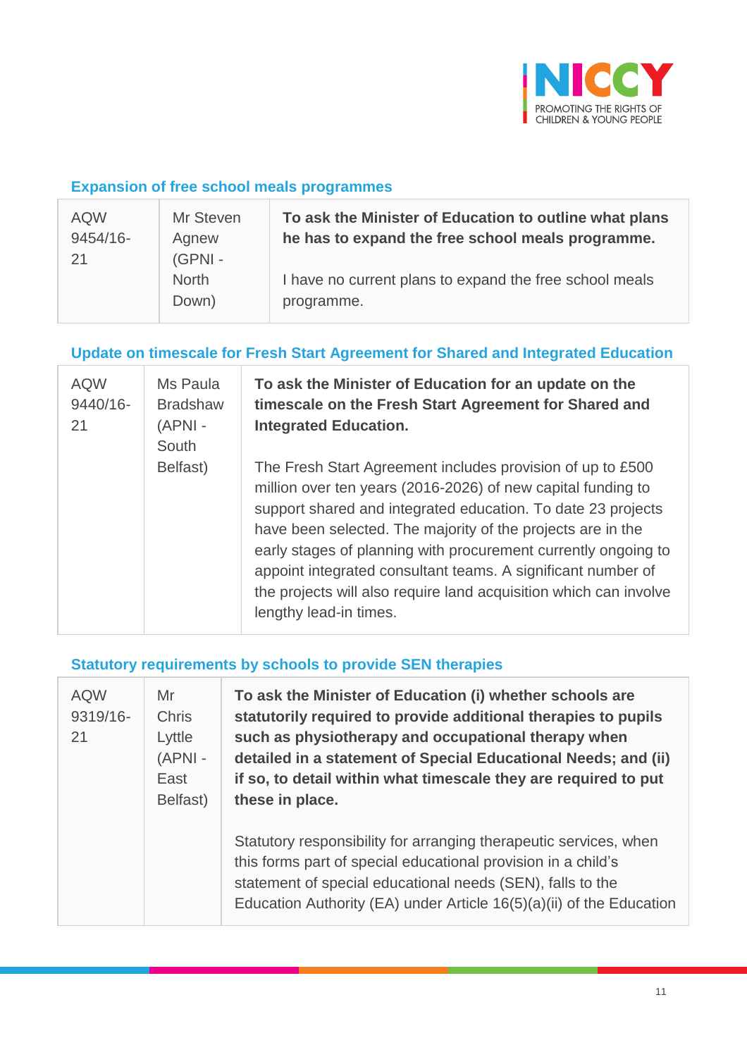### Expansion of free school meals programmes

| | | |
|---|---|---|
| AQW 9454/16-21 | Mr Steven Agnew (GPNI - North Down) | **To ask the Minister of Education to outline what plans he has to expand the free school meals programme.**<br><br>I have no current plans to expand the free school meals programme. |

### Update on timescale for Fresh Start Agreement for Shared and Integrated Education

| | | |
|---|---|---|
| AQW 9440/16-21 | Ms Paula Bradshaw (APNI - South Belfast) | **To ask the Minister of Education for an update on the timescale on the Fresh Start Agreement for Shared and Integrated Education.**<br><br>The Fresh Start Agreement includes provision of up to £500 million over ten years (2016-2026) of new capital funding to support shared and integrated education. To date 23 projects have been selected. The majority of the projects are in the early stages of planning with procurement currently ongoing to appoint integrated consultant teams. A significant number of the projects will also require land acquisition which can involve lengthy lead-in times. |

### Statutory requirements by schools to provide SEN therapies

| | | |
|---|---|---|
| AQW 9319/16-21 | Mr Chris Lyttle (APNI - East Belfast) | **To ask the Minister of Education (i) whether schools are statutorily required to provide additional therapies to pupils such as physiotherapy and occupational therapy when detailed in a statement of Special Educational Needs; and (ii) if so, to detail within what timescale they are required to put these in place.**<br><br>Statutory responsibility for arranging therapeutic services, when this forms part of special educational provision in a child's statement of special educational needs (SEN), falls to the Education Authority (EA) under Article 16(5)(a)(ii) of the Education |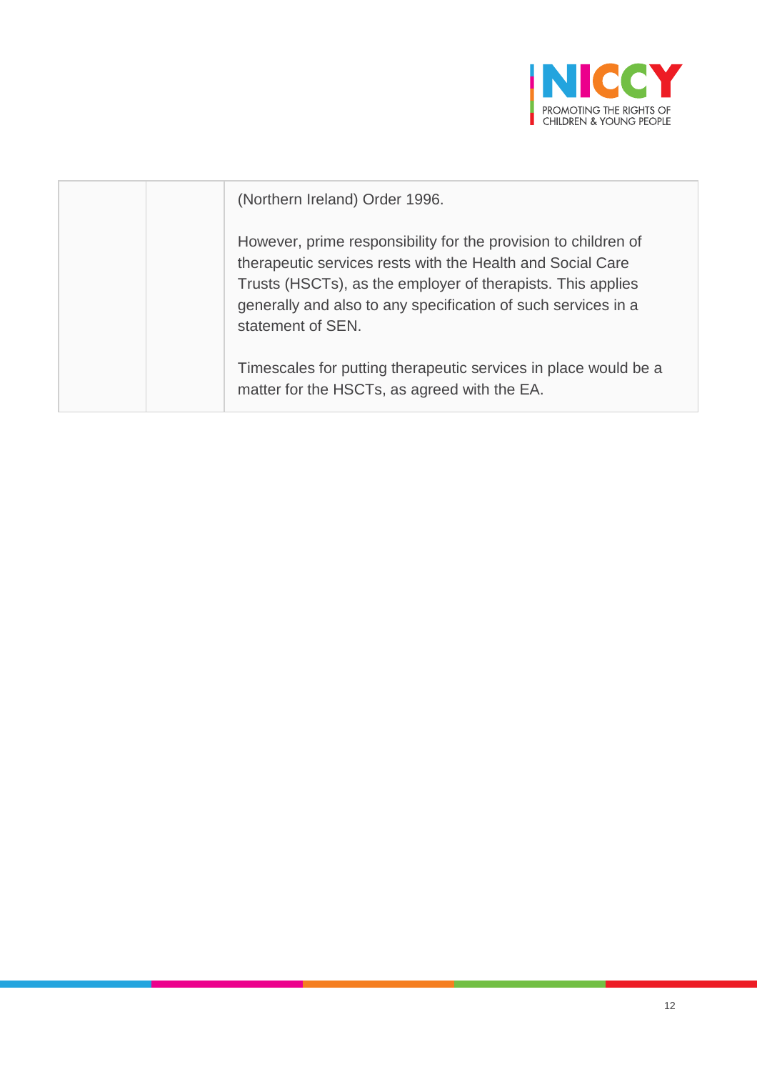| | | |
|---|---|---|
| | | (Northern Ireland) Order 1996.<br><br>However, prime responsibility for the provision to children of therapeutic services rests with the Health and Social Care Trusts (HSCTs), as the employer of therapists. This applies generally and also to any specification of such services in a statement of SEN.<br><br>Timescales for putting therapeutic services in place would be a matter for the HSCTs, as agreed with the EA. |